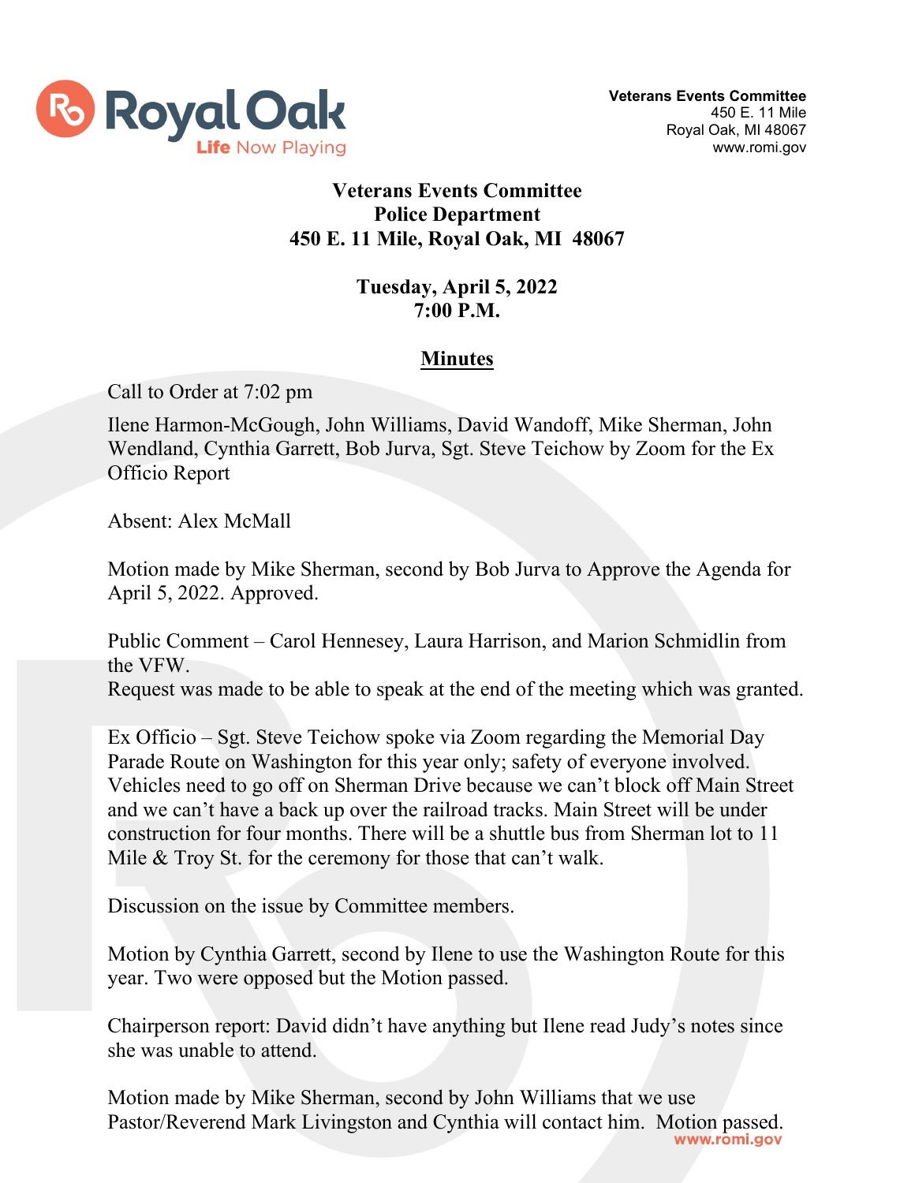Royal Oak
Life Now Playing

**Veterans Events Committee**
450 E. 11 Mile
Royal Oak, MI 48067
www.romi.gov

# Veterans Events Committee
## Police Department
## 450 E. 11 Mile, Royal Oak, MI 48067

**Tuesday, April 5, 2022**
**7:00 P.M.**

## Minutes

Call to Order at 7:02 pm

Ilene Harmon-McGough, John Williams, David Wandoff, Mike Sherman, John Wendland, Cynthia Garrett, Bob Jurva, Sgt. Steve Teichow by Zoom for the Ex Officio Report

Absent: Alex McMall

Motion made by Mike Sherman, second by Bob Jurva to Approve the Agenda for April 5, 2022. Approved.

Public Comment – Carol Hennesey, Laura Harrison, and Marion Schmidlin from the VFW.
Request was made to be able to speak at the end of the meeting which was granted.

Ex Officio – Sgt. Steve Teichow spoke via Zoom regarding the Memorial Day Parade Route on Washington for this year only; safety of everyone involved. Vehicles need to go off on Sherman Drive because we can't block off Main Street and we can't have a back up over the railroad tracks. Main Street will be under construction for four months. There will be a shuttle bus from Sherman lot to 11 Mile & Troy St. for the ceremony for those that can't walk.

Discussion on the issue by Committee members.

Motion by Cynthia Garrett, second by Ilene to use the Washington Route for this year. Two were opposed but the Motion passed.

Chairperson report: David didn't have anything but Ilene read Judy's notes since she was unable to attend.

Motion made by Mike Sherman, second by John Williams that we use Pastor/Reverend Mark Livingston and Cynthia will contact him. Motion passed.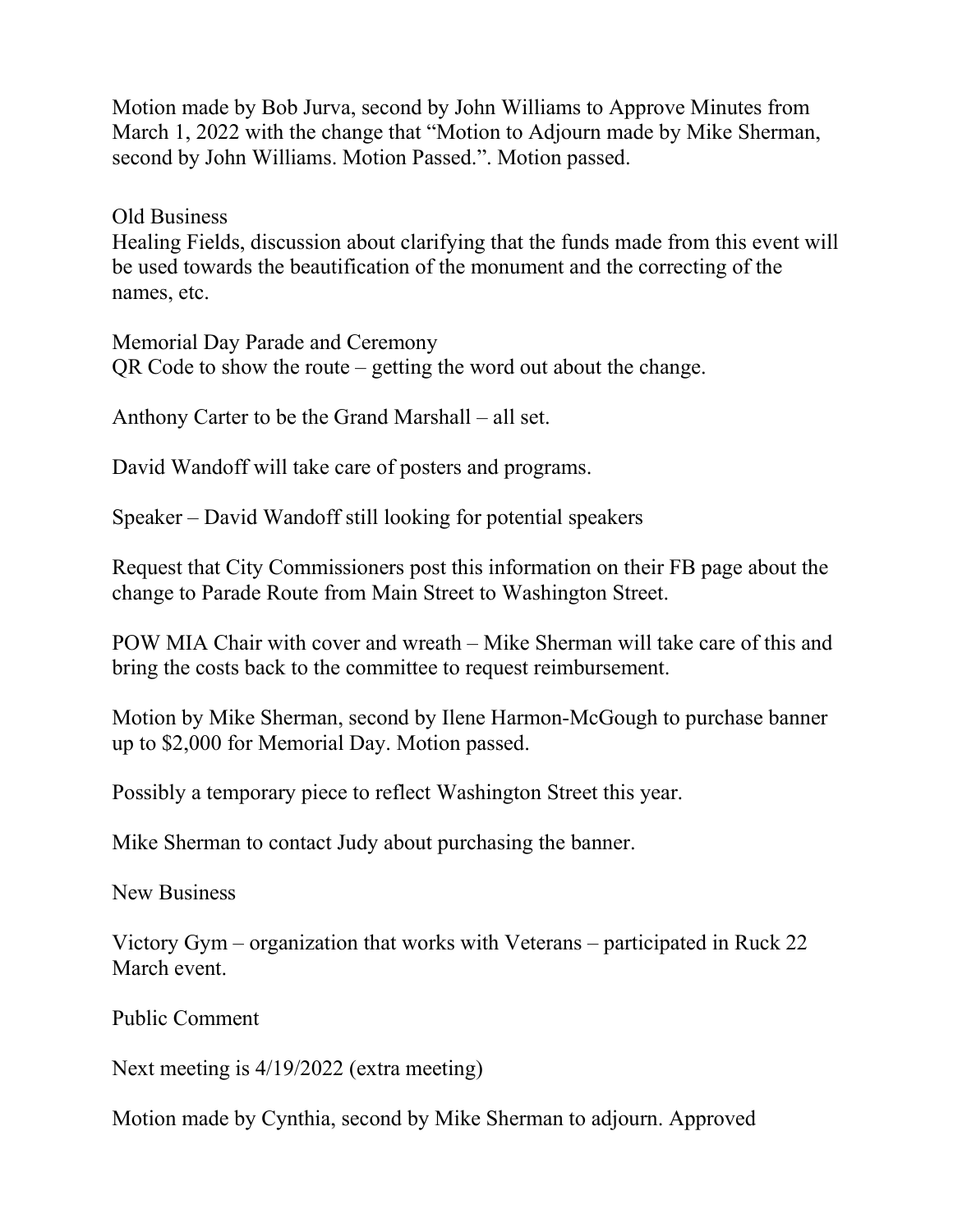Motion made by Bob Jurva, second by John Williams to Approve Minutes from March 1, 2022 with the change that "Motion to Adjourn made by Mike Sherman, second by John Williams. Motion Passed.". Motion passed.

Old Business

Healing Fields, discussion about clarifying that the funds made from this event will be used towards the beautification of the monument and the correcting of the names, etc.

Memorial Day Parade and Ceremony

QR Code to show the route – getting the word out about the change.

Anthony Carter to be the Grand Marshall – all set.

David Wandoff will take care of posters and programs.

Speaker – David Wandoff still looking for potential speakers

Request that City Commissioners post this information on their FB page about the change to Parade Route from Main Street to Washington Street.

POW MIA Chair with cover and wreath – Mike Sherman will take care of this and bring the costs back to the committee to request reimbursement.

Motion by Mike Sherman, second by Ilene Harmon-McGough to purchase banner up to $2,000 for Memorial Day. Motion passed.

Possibly a temporary piece to reflect Washington Street this year.

Mike Sherman to contact Judy about purchasing the banner.

New Business

Victory Gym – organization that works with Veterans – participated in Ruck 22 March event.

Public Comment

Next meeting is 4/19/2022 (extra meeting)

Motion made by Cynthia, second by Mike Sherman to adjourn. Approved